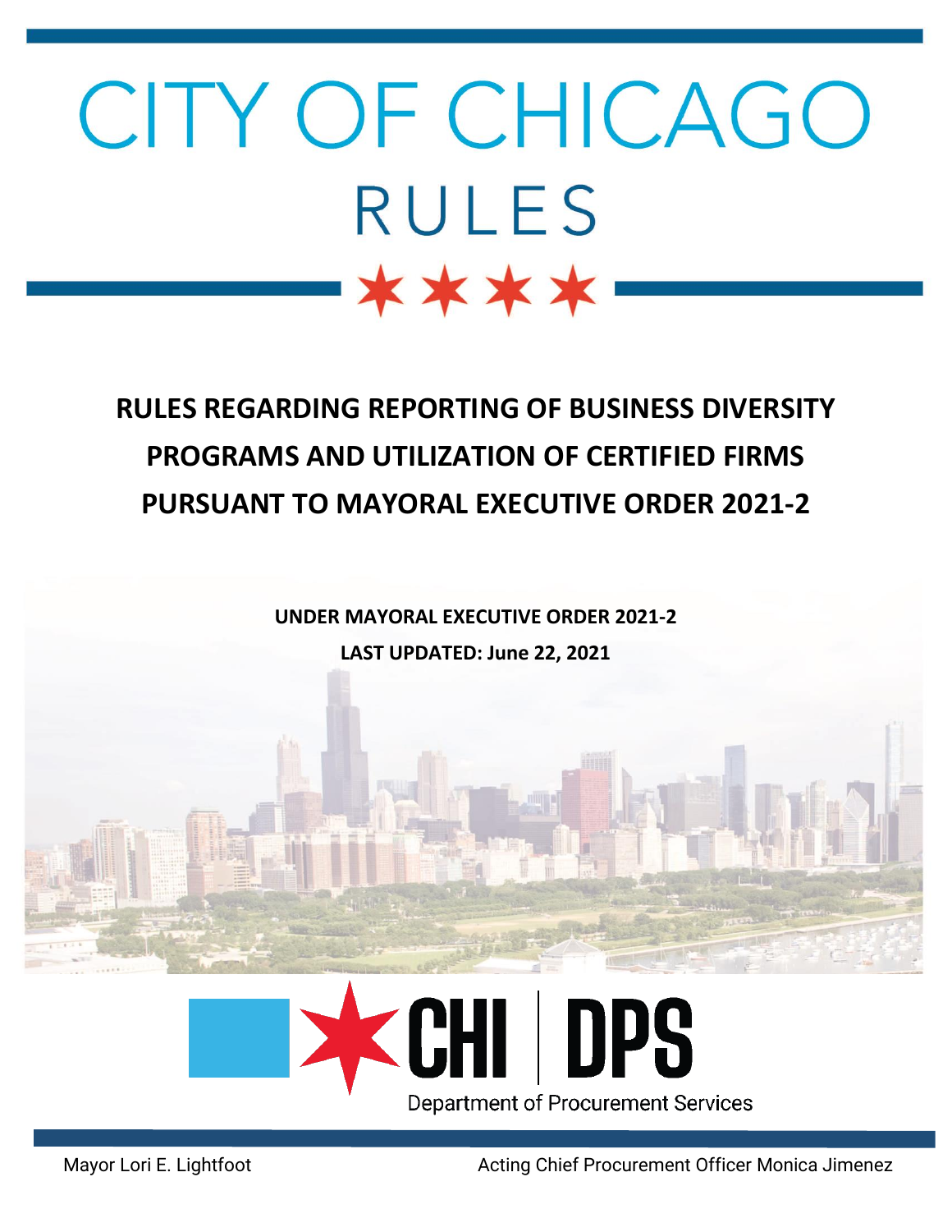# CITY OF CHICAGO RULES

## RULES REGARDING REPORTING OF BUSINESS DIVERSITY PROGRAMS AND UTILIZATION OF CERTIFIED FIRMS PURSUANT TO MAYORAL EXECUTIVE ORDER 2021-2

**UNDER MAYORAL EXECUTIVE ORDER 2021-2**

**LAST UPDATED: June 22, 2021**

CHI | DPS

Department of Procurement Services

Mayor Lori E. Lightfoot

Acting Chief Procurement Officer Monica Jimenez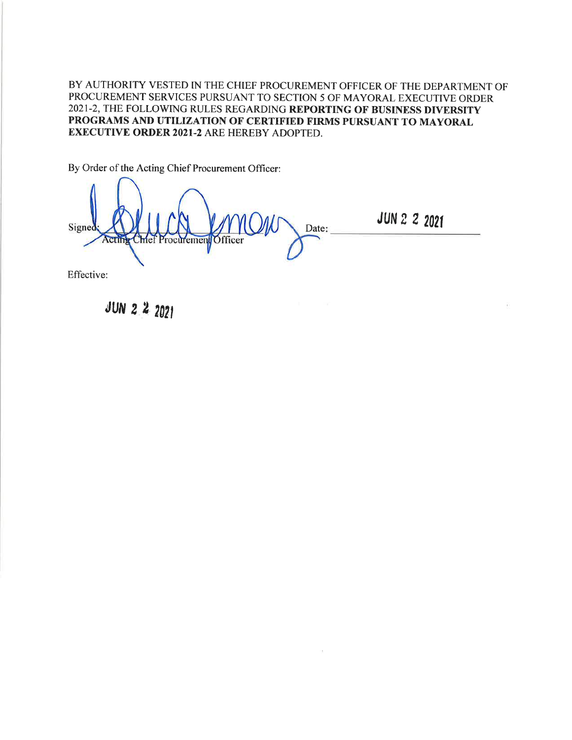BY AUTHORITY VESTED IN THE CHIEF PROCUREMENT OFFICER OF THE DEPARTMENT OF PROCUREMENT SERVICES PURSUANT TO SECTION 5 OF MAYORAL EXECUTIVE ORDER 2021-2, THE FOLLOWING RULES REGARDING **REPORTING OF BUSINESS DIVERSITY PROGRAMS AND UTILIZATION OF CERTIFIED FIRMS PURSUANT TO MAYORAL EXECUTIVE ORDER 2021-2** ARE HEREBY ADOPTED.

By Order of the Acting Chief Procurement Officer:

Signed: ______________________ Date: JUN 2 2 2021
Acting Chief Procurement Officer

Effective:

JUN 2 2 2021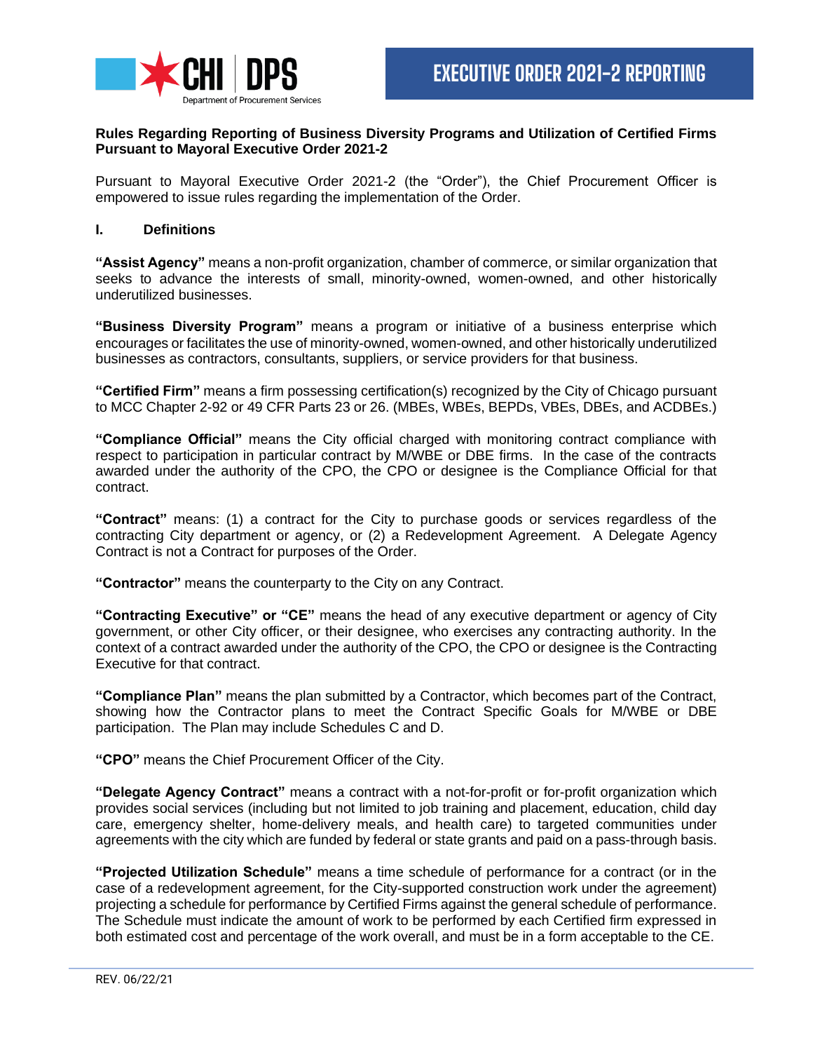**Rules Regarding Reporting of Business Diversity Programs and Utilization of Certified Firms Pursuant to Mayoral Executive Order 2021-2**

Pursuant to Mayoral Executive Order 2021-2 (the "Order"), the Chief Procurement Officer is empowered to issue rules regarding the implementation of the Order.

## I. Definitions

**"Assist Agency"** means a non-profit organization, chamber of commerce, or similar organization that seeks to advance the interests of small, minority-owned, women-owned, and other historically underutilized businesses.

**"Business Diversity Program"** means a program or initiative of a business enterprise which encourages or facilitates the use of minority-owned, women-owned, and other historically underutilized businesses as contractors, consultants, suppliers, or service providers for that business.

**"Certified Firm"** means a firm possessing certification(s) recognized by the City of Chicago pursuant to MCC Chapter 2-92 or 49 CFR Parts 23 or 26. (MBEs, WBEs, BEPDs, VBEs, DBEs, and ACDBEs.)

**"Compliance Official"** means the City official charged with monitoring contract compliance with respect to participation in particular contract by M/WBE or DBE firms. In the case of the contracts awarded under the authority of the CPO, the CPO or designee is the Compliance Official for that contract.

**"Contract"** means: (1) a contract for the City to purchase goods or services regardless of the contracting City department or agency, or (2) a Redevelopment Agreement. A Delegate Agency Contract is not a Contract for purposes of the Order.

**"Contractor"** means the counterparty to the City on any Contract.

**"Contracting Executive" or "CE"** means the head of any executive department or agency of City government, or other City officer, or their designee, who exercises any contracting authority. In the context of a contract awarded under the authority of the CPO, the CPO or designee is the Contracting Executive for that contract.

**"Compliance Plan"** means the plan submitted by a Contractor, which becomes part of the Contract, showing how the Contractor plans to meet the Contract Specific Goals for M/WBE or DBE participation. The Plan may include Schedules C and D.

**"CPO"** means the Chief Procurement Officer of the City.

**"Delegate Agency Contract"** means a contract with a not-for-profit or for-profit organization which provides social services (including but not limited to job training and placement, education, child day care, emergency shelter, home-delivery meals, and health care) to targeted communities under agreements with the city which are funded by federal or state grants and paid on a pass-through basis.

**"Projected Utilization Schedule"** means a time schedule of performance for a contract (or in the case of a redevelopment agreement, for the City-supported construction work under the agreement) projecting a schedule for performance by Certified Firms against the general schedule of performance. The Schedule must indicate the amount of work to be performed by each Certified firm expressed in both estimated cost and percentage of the work overall, and must be in a form acceptable to the CE.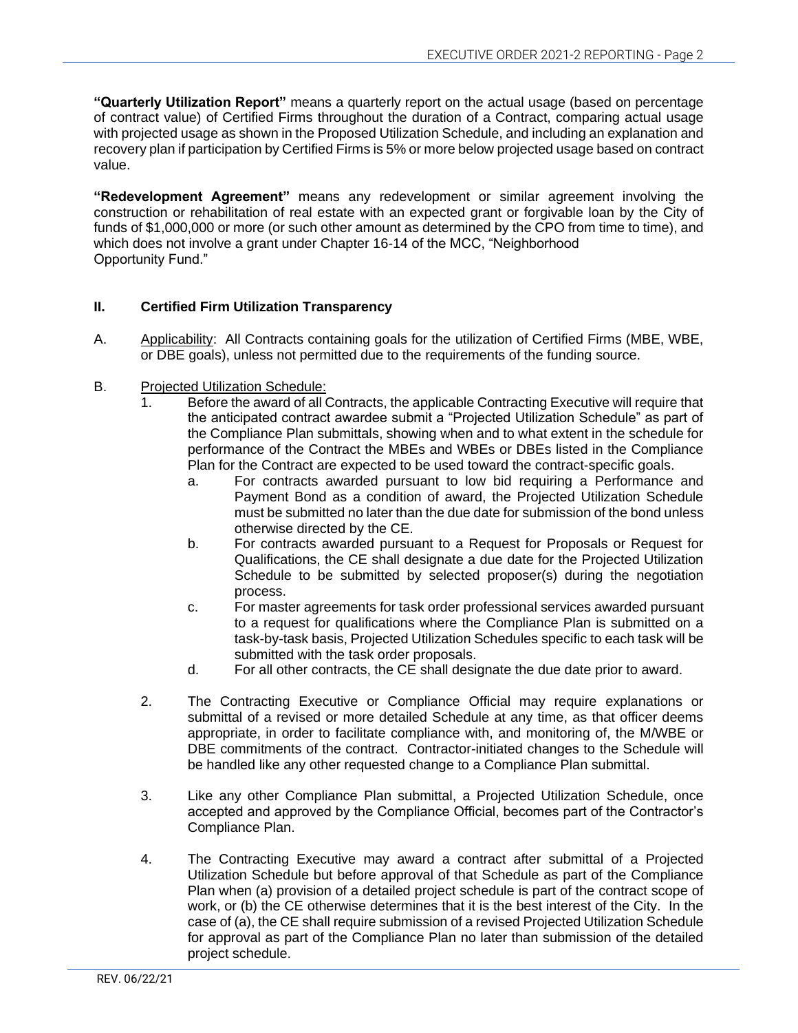**"Quarterly Utilization Report"** means a quarterly report on the actual usage (based on percentage of contract value) of Certified Firms throughout the duration of a Contract, comparing actual usage with projected usage as shown in the Proposed Utilization Schedule, and including an explanation and recovery plan if participation by Certified Firms is 5% or more below projected usage based on contract value.

**"Redevelopment Agreement"** means any redevelopment or similar agreement involving the construction or rehabilitation of real estate with an expected grant or forgivable loan by the City of funds of $1,000,000 or more (or such other amount as determined by the CPO from time to time), and which does not involve a grant under Chapter 16-14 of the MCC, "Neighborhood Opportunity Fund."

## II. Certified Firm Utilization Transparency

A. Applicability: All Contracts containing goals for the utilization of Certified Firms (MBE, WBE, or DBE goals), unless not permitted due to the requirements of the funding source.

B. Projected Utilization Schedule:

1. Before the award of all Contracts, the applicable Contracting Executive will require that the anticipated contract awardee submit a "Projected Utilization Schedule" as part of the Compliance Plan submittals, showing when and to what extent in the schedule for performance of the Contract the MBEs and WBEs or DBEs listed in the Compliance Plan for the Contract are expected to be used toward the contract-specific goals.
   a. For contracts awarded pursuant to low bid requiring a Performance and Payment Bond as a condition of award, the Projected Utilization Schedule must be submitted no later than the due date for submission of the bond unless otherwise directed by the CE.
   b. For contracts awarded pursuant to a Request for Proposals or Request for Qualifications, the CE shall designate a due date for the Projected Utilization Schedule to be submitted by selected proposer(s) during the negotiation process.
   c. For master agreements for task order professional services awarded pursuant to a request for qualifications where the Compliance Plan is submitted on a task-by-task basis, Projected Utilization Schedules specific to each task will be submitted with the task order proposals.
   d. For all other contracts, the CE shall designate the due date prior to award.

2. The Contracting Executive or Compliance Official may require explanations or submittal of a revised or more detailed Schedule at any time, as that officer deems appropriate, in order to facilitate compliance with, and monitoring of, the M/WBE or DBE commitments of the contract. Contractor-initiated changes to the Schedule will be handled like any other requested change to a Compliance Plan submittal.

3. Like any other Compliance Plan submittal, a Projected Utilization Schedule, once accepted and approved by the Compliance Official, becomes part of the Contractor's Compliance Plan.

4. The Contracting Executive may award a contract after submittal of a Projected Utilization Schedule but before approval of that Schedule as part of the Compliance Plan when (a) provision of a detailed project schedule is part of the contract scope of work, or (b) the CE otherwise determines that it is the best interest of the City. In the case of (a), the CE shall require submission of a revised Projected Utilization Schedule for approval as part of the Compliance Plan no later than submission of the detailed project schedule.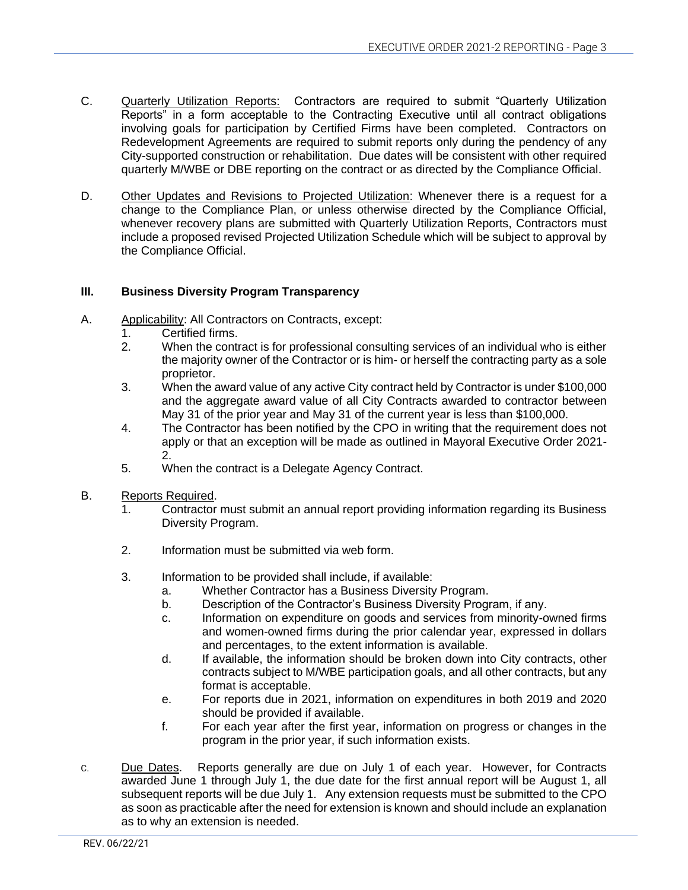C. Quarterly Utilization Reports: Contractors are required to submit "Quarterly Utilization Reports" in a form acceptable to the Contracting Executive until all contract obligations involving goals for participation by Certified Firms have been completed. Contractors on Redevelopment Agreements are required to submit reports only during the pendency of any City-supported construction or rehabilitation. Due dates will be consistent with other required quarterly M/WBE or DBE reporting on the contract or as directed by the Compliance Official.

D. Other Updates and Revisions to Projected Utilization: Whenever there is a request for a change to the Compliance Plan, or unless otherwise directed by the Compliance Official, whenever recovery plans are submitted with Quarterly Utilization Reports, Contractors must include a proposed revised Projected Utilization Schedule which will be subject to approval by the Compliance Official.

## III. Business Diversity Program Transparency

A. Applicability: All Contractors on Contracts, except:

1. Certified firms.
2. When the contract is for professional consulting services of an individual who is either the majority owner of the Contractor or is him- or herself the contracting party as a sole proprietor.
3. When the award value of any active City contract held by Contractor is under $100,000 and the aggregate award value of all City Contracts awarded to contractor between May 31 of the prior year and May 31 of the current year is less than $100,000.
4. The Contractor has been notified by the CPO in writing that the requirement does not apply or that an exception will be made as outlined in Mayoral Executive Order 2021-2.
5. When the contract is a Delegate Agency Contract.

B. Reports Required.

1. Contractor must submit an annual report providing information regarding its Business Diversity Program.
2. Information must be submitted via web form.
3. Information to be provided shall include, if available:
   a. Whether Contractor has a Business Diversity Program.
   b. Description of the Contractor's Business Diversity Program, if any.
   c. Information on expenditure on goods and services from minority-owned firms and women-owned firms during the prior calendar year, expressed in dollars and percentages, to the extent information is available.
   d. If available, the information should be broken down into City contracts, other contracts subject to M/WBE participation goals, and all other contracts, but any format is acceptable.
   e. For reports due in 2021, information on expenditures in both 2019 and 2020 should be provided if available.
   f. For each year after the first year, information on progress or changes in the program in the prior year, if such information exists.

C. Due Dates. Reports generally are due on July 1 of each year. However, for Contracts awarded June 1 through July 1, the due date for the first annual report will be August 1, all subsequent reports will be due July 1. Any extension requests must be submitted to the CPO as soon as practicable after the need for extension is known and should include an explanation as to why an extension is needed.